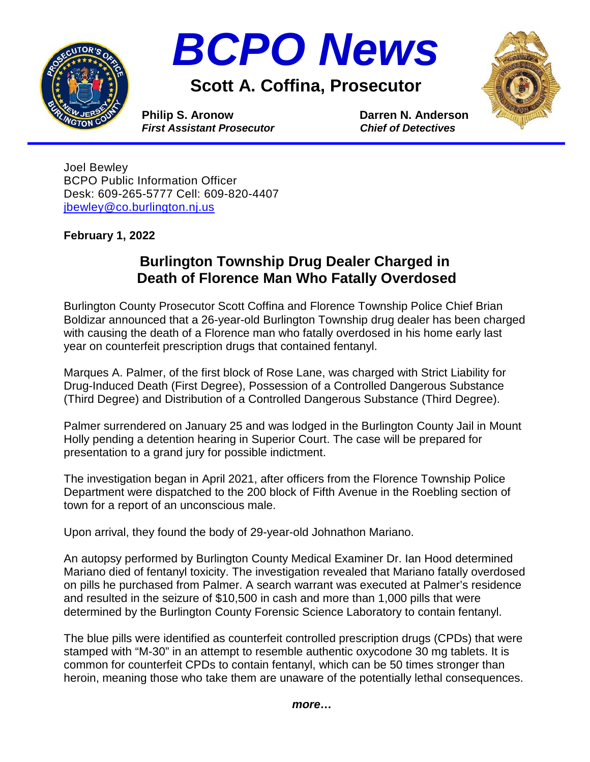# BCPO News

## Scott A. Coffina, Prosecutor

**Philip S. Aronow**
***First Assistant Prosecutor***

**Darren N. Anderson**
***Chief of Detectives***

Joel Bewley
BCPO Public Information Officer
Desk: 609-265-5777 Cell: 609-820-4407
jbewley@co.burlington.nj.us

**February 1, 2022**

## Burlington Township Drug Dealer Charged in Death of Florence Man Who Fatally Overdosed

Burlington County Prosecutor Scott Coffina and Florence Township Police Chief Brian Boldizar announced that a 26-year-old Burlington Township drug dealer has been charged with causing the death of a Florence man who fatally overdosed in his home early last year on counterfeit prescription drugs that contained fentanyl.

Marques A. Palmer, of the first block of Rose Lane, was charged with Strict Liability for Drug-Induced Death (First Degree), Possession of a Controlled Dangerous Substance (Third Degree) and Distribution of a Controlled Dangerous Substance (Third Degree).

Palmer surrendered on January 25 and was lodged in the Burlington County Jail in Mount Holly pending a detention hearing in Superior Court. The case will be prepared for presentation to a grand jury for possible indictment.

The investigation began in April 2021, after officers from the Florence Township Police Department were dispatched to the 200 block of Fifth Avenue in the Roebling section of town for a report of an unconscious male.

Upon arrival, they found the body of 29-year-old Johnathon Mariano.

An autopsy performed by Burlington County Medical Examiner Dr. Ian Hood determined Mariano died of fentanyl toxicity. The investigation revealed that Mariano fatally overdosed on pills he purchased from Palmer. A search warrant was executed at Palmer's residence and resulted in the seizure of $10,500 in cash and more than 1,000 pills that were determined by the Burlington County Forensic Science Laboratory to contain fentanyl.

The blue pills were identified as counterfeit controlled prescription drugs (CPDs) that were stamped with "M-30" in an attempt to resemble authentic oxycodone 30 mg tablets. It is common for counterfeit CPDs to contain fentanyl, which can be 50 times stronger than heroin, meaning those who take them are unaware of the potentially lethal consequences.

***more…***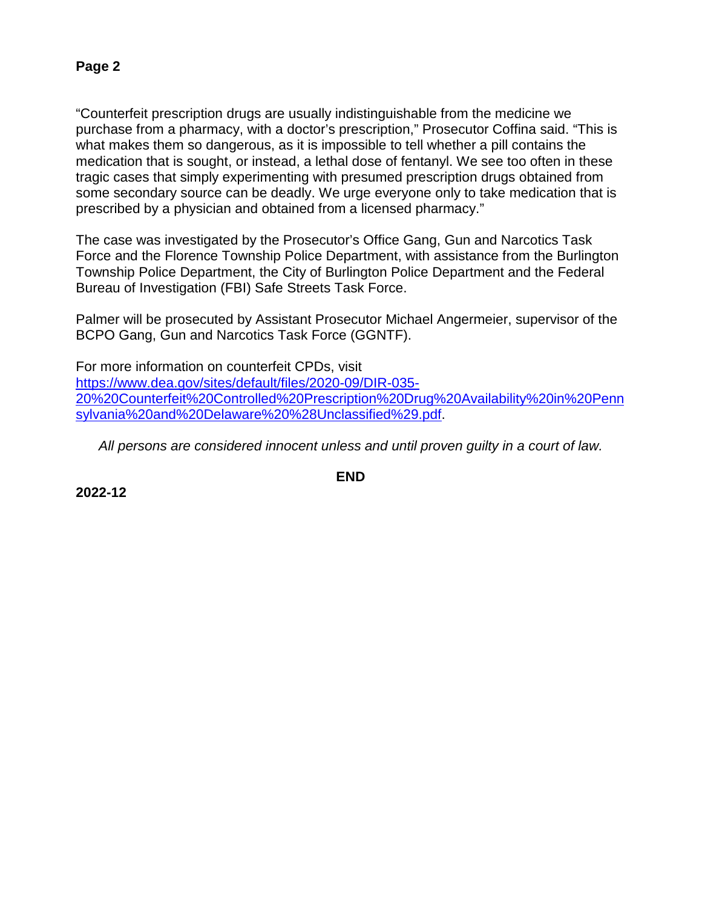"Counterfeit prescription drugs are usually indistinguishable from the medicine we purchase from a pharmacy, with a doctor's prescription," Prosecutor Coffina said. "This is what makes them so dangerous, as it is impossible to tell whether a pill contains the medication that is sought, or instead, a lethal dose of fentanyl. We see too often in these tragic cases that simply experimenting with presumed prescription drugs obtained from some secondary source can be deadly. We urge everyone only to take medication that is prescribed by a physician and obtained from a licensed pharmacy."

The case was investigated by the Prosecutor's Office Gang, Gun and Narcotics Task Force and the Florence Township Police Department, with assistance from the Burlington Township Police Department, the City of Burlington Police Department and the Federal Bureau of Investigation (FBI) Safe Streets Task Force.

Palmer will be prosecuted by Assistant Prosecutor Michael Angermeier, supervisor of the BCPO Gang, Gun and Narcotics Task Force (GGNTF).

For more information on counterfeit CPDs, visit [https://www.dea.gov/sites/default/files/2020-09/DIR-035-20%20Counterfeit%20Controlled%20Prescription%20Drug%20Availability%20in%20Pennsylvania%20and%20Delaware%20%28Unclassified%29.pdf](https://www.dea.gov/sites/default/files/2020-09/DIR-035-20%20Counterfeit%20Controlled%20Prescription%20Drug%20Availability%20in%20Pennsylvania%20and%20Delaware%20%28Unclassified%29.pdf).

*All persons are considered innocent unless and until proven guilty in a court of law.*

**END**

**2022-12**